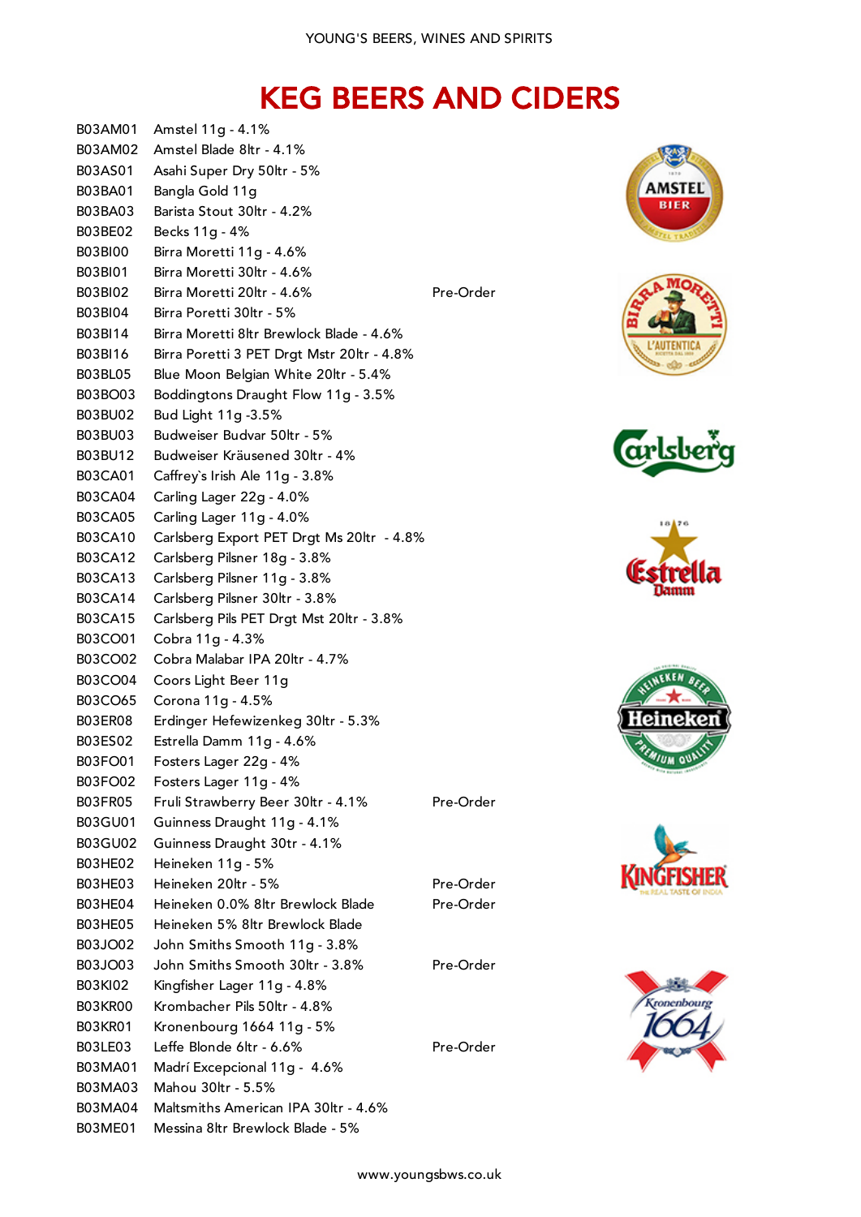# KEG BEERS AND CIDERS

| Code | Product | |
|---|---|---|
| B03AM01 | Amstel 11g - 4.1% | |
| B03AM02 | Amstel Blade 8ltr - 4.1% | |
| B03AS01 | Asahi Super Dry 50ltr - 5% | |
| B03BA01 | Bangla Gold 11g | |
| B03BA03 | Barista Stout 30ltr - 4.2% | |
| B03BE02 | Becks 11g - 4% | |
| B03BI00 | Birra Moretti 11g - 4.6% | |
| B03BI01 | Birra Moretti 30ltr - 4.6% | |
| B03BI02 | Birra Moretti 20ltr - 4.6% | Pre-Order |
| B03BI04 | Birra Poretti 30ltr - 5% | |
| B03BI14 | Birra Moretti 8ltr Brewlock Blade - 4.6% | |
| B03BI16 | Birra Poretti 3 PET Drgt Mstr 20ltr - 4.8% | |
| B03BL05 | Blue Moon Belgian White 20ltr - 5.4% | |
| B03BO03 | Boddingtons Draught Flow 11g - 3.5% | |
| B03BU02 | Bud Light 11g -3.5% | |
| B03BU03 | Budweiser Budvar 50ltr - 5% | |
| B03BU12 | Budweiser Kräusened 30ltr - 4% | |
| B03CA01 | Caffrey`s Irish Ale 11g - 3.8% | |
| B03CA04 | Carling Lager 22g - 4.0% | |
| B03CA05 | Carling Lager 11g - 4.0% | |
| B03CA10 | Carlsberg Export PET Drgt Ms 20ltr - 4.8% | |
| B03CA12 | Carlsberg Pilsner 18g - 3.8% | |
| B03CA13 | Carlsberg Pilsner 11g - 3.8% | |
| B03CA14 | Carlsberg Pilsner 30ltr - 3.8% | |
| B03CA15 | Carlsberg Pils PET Drgt Mst 20ltr - 3.8% | |
| B03CO01 | Cobra 11g - 4.3% | |
| B03CO02 | Cobra Malabar IPA 20ltr - 4.7% | |
| B03CO04 | Coors Light Beer 11g | |
| B03CO65 | Corona 11g - 4.5% | |
| B03ER08 | Erdinger Hefewizenkeg 30ltr - 5.3% | |
| B03ES02 | Estrella Damm 11g - 4.6% | |
| B03FO01 | Fosters Lager 22g - 4% | |
| B03FO02 | Fosters Lager 11g - 4% | |
| B03FR05 | Fruli Strawberry Beer 30ltr - 4.1% | Pre-Order |
| B03GU01 | Guinness Draught 11g - 4.1% | |
| B03GU02 | Guinness Draught 30tr - 4.1% | |
| B03HE02 | Heineken 11g - 5% | |
| B03HE03 | Heineken 20ltr - 5% | Pre-Order |
| B03HE04 | Heineken 0.0% 8ltr Brewlock Blade | Pre-Order |
| B03HE05 | Heineken 5% 8ltr Brewlock Blade | |
| B03JO02 | John Smiths Smooth 11g - 3.8% | |
| B03JO03 | John Smiths Smooth 30ltr - 3.8% | Pre-Order |
| B03KI02 | Kingfisher Lager 11g - 4.8% | |
| B03KR00 | Krombacher Pils 50ltr - 4.8% | |
| B03KR01 | Kronenbourg 1664 11g - 5% | |
| B03LE03 | Leffe Blonde 6ltr - 6.6% | Pre-Order |
| B03MA01 | Madrí Excepcional 11g - 4.6% | |
| B03MA03 | Mahou 30ltr - 5.5% | |
| B03MA04 | Maltsmiths American IPA 30ltr - 4.6% | |
| B03ME01 | Messina 8ltr Brewlock Blade - 5% | |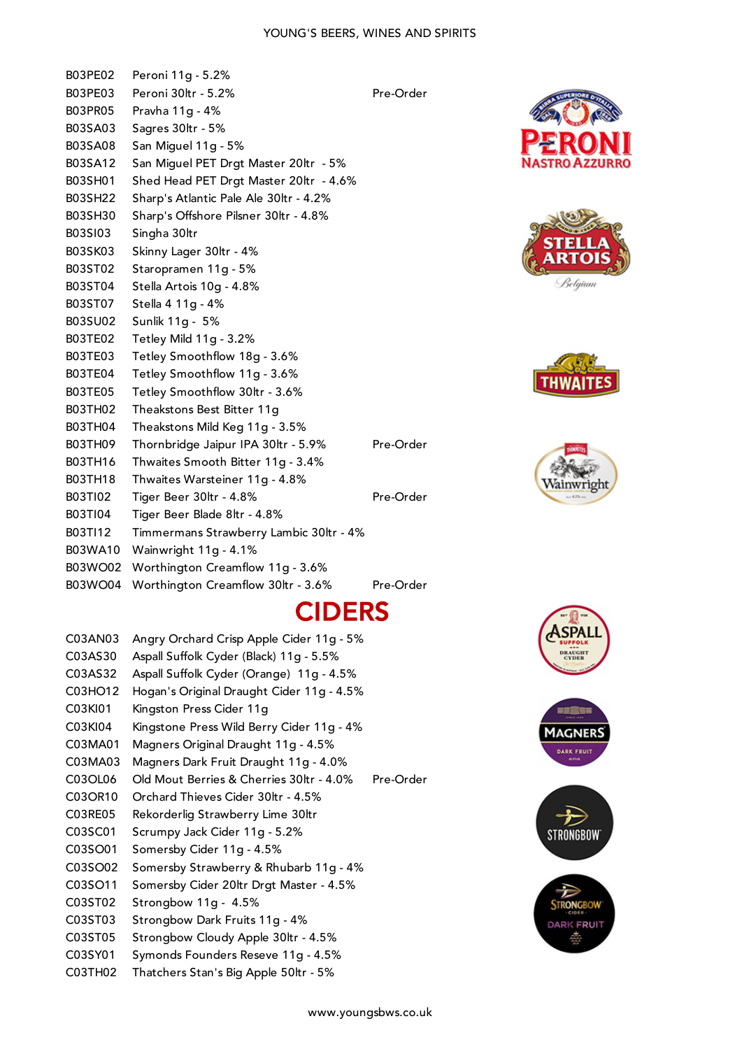| | | |
|---|---|---|
| B03PE02 | Peroni 11g - 5.2% | |
| B03PE03 | Peroni 30ltr - 5.2% | Pre-Order |
| B03PR05 | Pravha 11g - 4% | |
| B03SA03 | Sagres 30ltr - 5% | |
| B03SA08 | San Miguel 11g - 5% | |
| B03SA12 | San Miguel PET Drgt Master 20ltr - 5% | |
| B03SH01 | Shed Head PET Drgt Master 20ltr - 4.6% | |
| B03SH22 | Sharp's Atlantic Pale Ale 30ltr - 4.2% | |
| B03SH30 | Sharp's Offshore Pilsner 30ltr - 4.8% | |
| B03SI03 | Singha 30ltr | |
| B03SK03 | Skinny Lager 30ltr - 4% | |
| B03ST02 | Staropramen 11g - 5% | |
| B03ST04 | Stella Artois 10g - 4.8% | |
| B03ST07 | Stella 4 11g - 4% | |
| B03SU02 | Sunlik 11g - 5% | |
| B03TE02 | Tetley Mild 11g - 3.2% | |
| B03TE03 | Tetley Smoothflow 18g - 3.6% | |
| B03TE04 | Tetley Smoothflow 11g - 3.6% | |
| B03TE05 | Tetley Smoothflow 30ltr - 3.6% | |
| B03TH02 | Theakstons Best Bitter 11g | |
| B03TH04 | Theakstons Mild Keg 11g - 3.5% | |
| B03TH09 | Thornbridge Jaipur IPA 30ltr - 5.9% | Pre-Order |
| B03TH16 | Thwaites Smooth Bitter 11g - 3.4% | |
| B03TH18 | Thwaites Warsteiner 11g - 4.8% | |
| B03TI02 | Tiger Beer 30ltr - 4.8% | Pre-Order |
| B03TI04 | Tiger Beer Blade 8ltr - 4.8% | |
| B03TI12 | Timmermans Strawberry Lambic 30ltr - 4% | |
| B03WA10 | Wainwright 11g - 4.1% | |
| B03WO02 | Worthington Creamflow 11g - 3.6% | |
| B03WO04 | Worthington Creamflow 30ltr - 3.6% | Pre-Order |

# CIDERS

| | | |
|---|---|---|
| C03AN03 | Angry Orchard Crisp Apple Cider 11g - 5% | |
| C03AS30 | Aspall Suffolk Cyder (Black) 11g - 5.5% | |
| C03AS32 | Aspall Suffolk Cyder (Orange) 11g - 4.5% | |
| C03HO12 | Hogan's Original Draught Cider 11g - 4.5% | |
| C03KI01 | Kingston Press Cider 11g | |
| C03KI04 | Kingstone Press Wild Berry Cider 11g - 4% | |
| C03MA01 | Magners Original Draught 11g - 4.5% | |
| C03MA03 | Magners Dark Fruit Draught 11g - 4.0% | |
| C03OL06 | Old Mout Berries & Cherries 30ltr - 4.0% | Pre-Order |
| C03OR10 | Orchard Thieves Cider 30ltr - 4.5% | |
| C03RE05 | Rekorderlig Strawberry Lime 30ltr | |
| C03SC01 | Scrumpy Jack Cider 11g - 5.2% | |
| C03SO01 | Somersby Cider 11g - 4.5% | |
| C03SO02 | Somersby Strawberry & Rhubarb 11g - 4% | |
| C03SO11 | Somersby Cider 20ltr Drgt Master - 4.5% | |
| C03ST02 | Strongbow 11g - 4.5% | |
| C03ST03 | Strongbow Dark Fruits 11g - 4% | |
| C03ST05 | Strongbow Cloudy Apple 30ltr - 4.5% | |
| C03SY01 | Symonds Founders Reseve 11g - 4.5% | |
| C03TH02 | Thatchers Stan's Big Apple 50ltr - 5% | |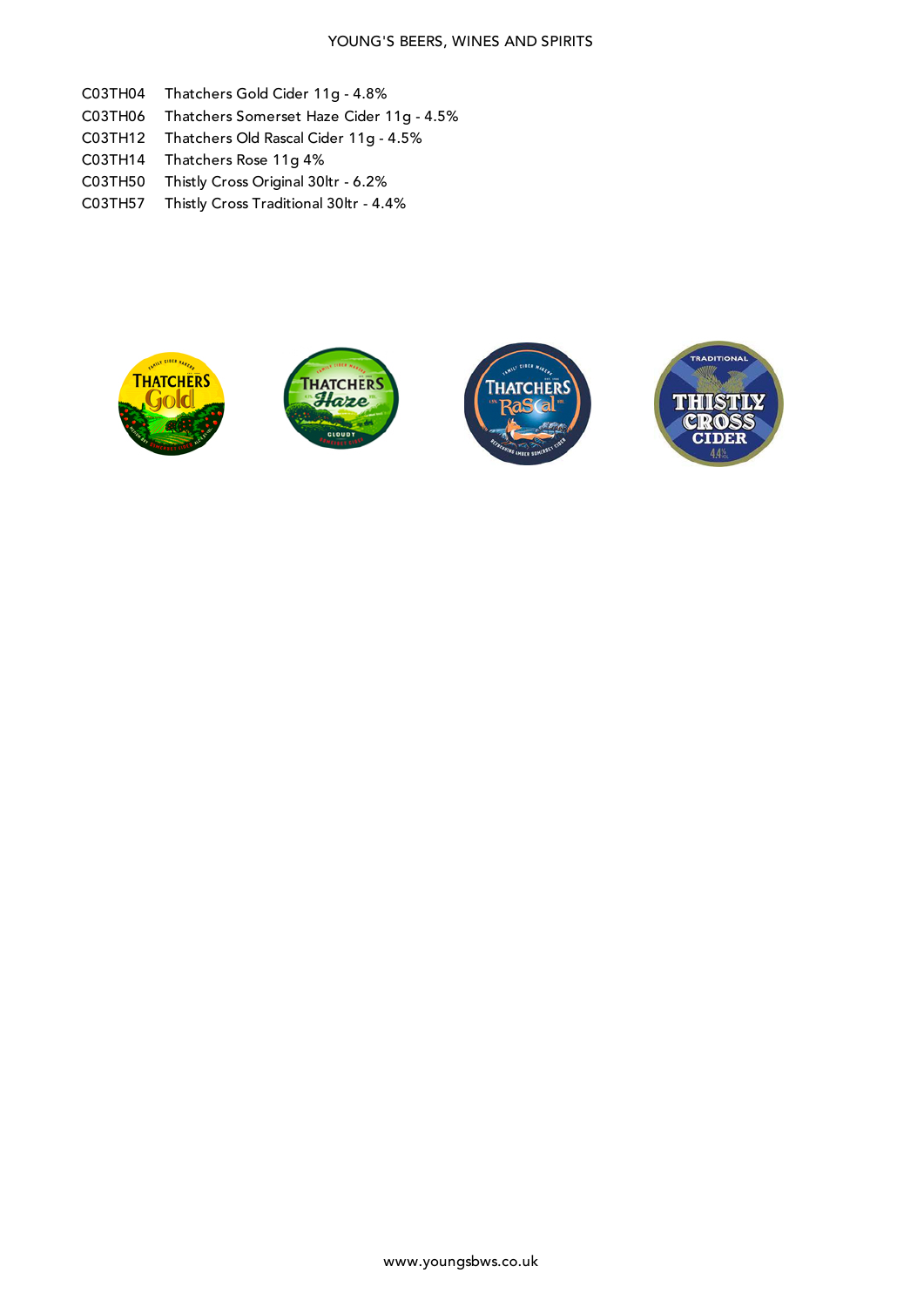| | |
|---|---|
| C03TH04 | Thatchers Gold Cider 11g - 4.8% |
| C03TH06 | Thatchers Somerset Haze Cider 11g - 4.5% |
| C03TH12 | Thatchers Old Rascal Cider 11g - 4.5% |
| C03TH14 | Thatchers Rose 11g 4% |
| C03TH50 | Thistly Cross Original 30ltr - 6.2% |
| C03TH57 | Thistly Cross Traditional 30ltr - 4.4% |